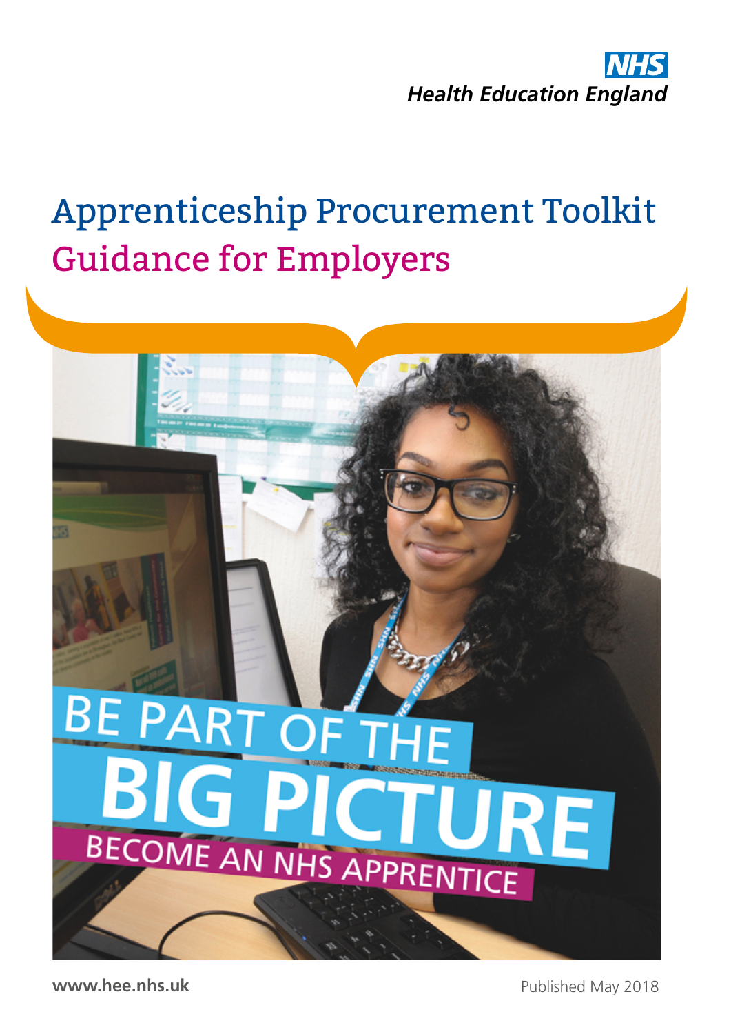NHS
Health Education England

# Apprenticeship Procurement Toolkit
## Guidance for Employers

BE PART OF THE
BIG PICTURE
BECOME AN NHS APPRENTICE

www.hee.nhs.uk

Published May 2018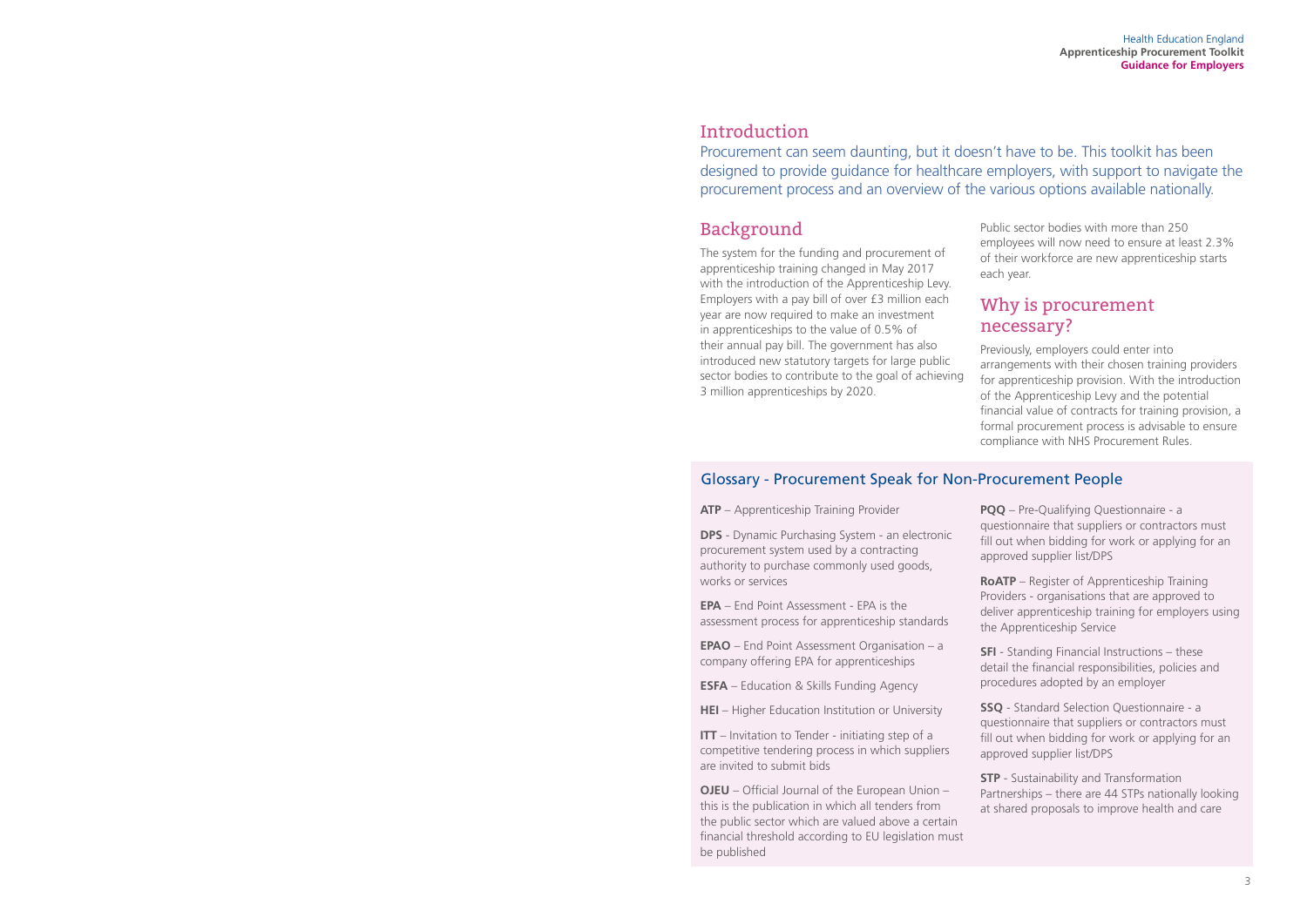## Introduction

Procurement can seem daunting, but it doesn't have to be. This toolkit has been designed to provide guidance for healthcare employers, with support to navigate the procurement process and an overview of the various options available nationally.

## Background

The system for the funding and procurement of apprenticeship training changed in May 2017 with the introduction of the Apprenticeship Levy. Employers with a pay bill of over £3 million each year are now required to make an investment in apprenticeships to the value of 0.5% of their annual pay bill. The government has also introduced new statutory targets for large public sector bodies to contribute to the goal of achieving 3 million apprenticeships by 2020.

Public sector bodies with more than 250 employees will now need to ensure at least 2.3% of their workforce are new apprenticeship starts each year.

## Why is procurement necessary?

Previously, employers could enter into arrangements with their chosen training providers for apprenticeship provision. With the introduction of the Apprenticeship Levy and the potential financial value of contracts for training provision, a formal procurement process is advisable to ensure compliance with NHS Procurement Rules.

### Glossary - Procurement Speak for Non-Procurement People

**ATP** – Apprenticeship Training Provider

**DPS** - Dynamic Purchasing System - an electronic procurement system used by a contracting authority to purchase commonly used goods, works or services

**EPA** – End Point Assessment - EPA is the assessment process for apprenticeship standards

**EPAO** – End Point Assessment Organisation – a company offering EPA for apprenticeships

**ESFA** – Education & Skills Funding Agency

**HEI** – Higher Education Institution or University

**ITT** – Invitation to Tender - initiating step of a competitive tendering process in which suppliers are invited to submit bids

**OJEU** – Official Journal of the European Union – this is the publication in which all tenders from the public sector which are valued above a certain financial threshold according to EU legislation must be published

**PQQ** – Pre-Qualifying Questionnaire - a questionnaire that suppliers or contractors must fill out when bidding for work or applying for an approved supplier list/DPS

**RoATP** – Register of Apprenticeship Training Providers - organisations that are approved to deliver apprenticeship training for employers using the Apprenticeship Service

**SFI** - Standing Financial Instructions – these detail the financial responsibilities, policies and procedures adopted by an employer

**SSQ** - Standard Selection Questionnaire - a questionnaire that suppliers or contractors must fill out when bidding for work or applying for an approved supplier list/DPS

**STP** - Sustainability and Transformation Partnerships – there are 44 STPs nationally looking at shared proposals to improve health and care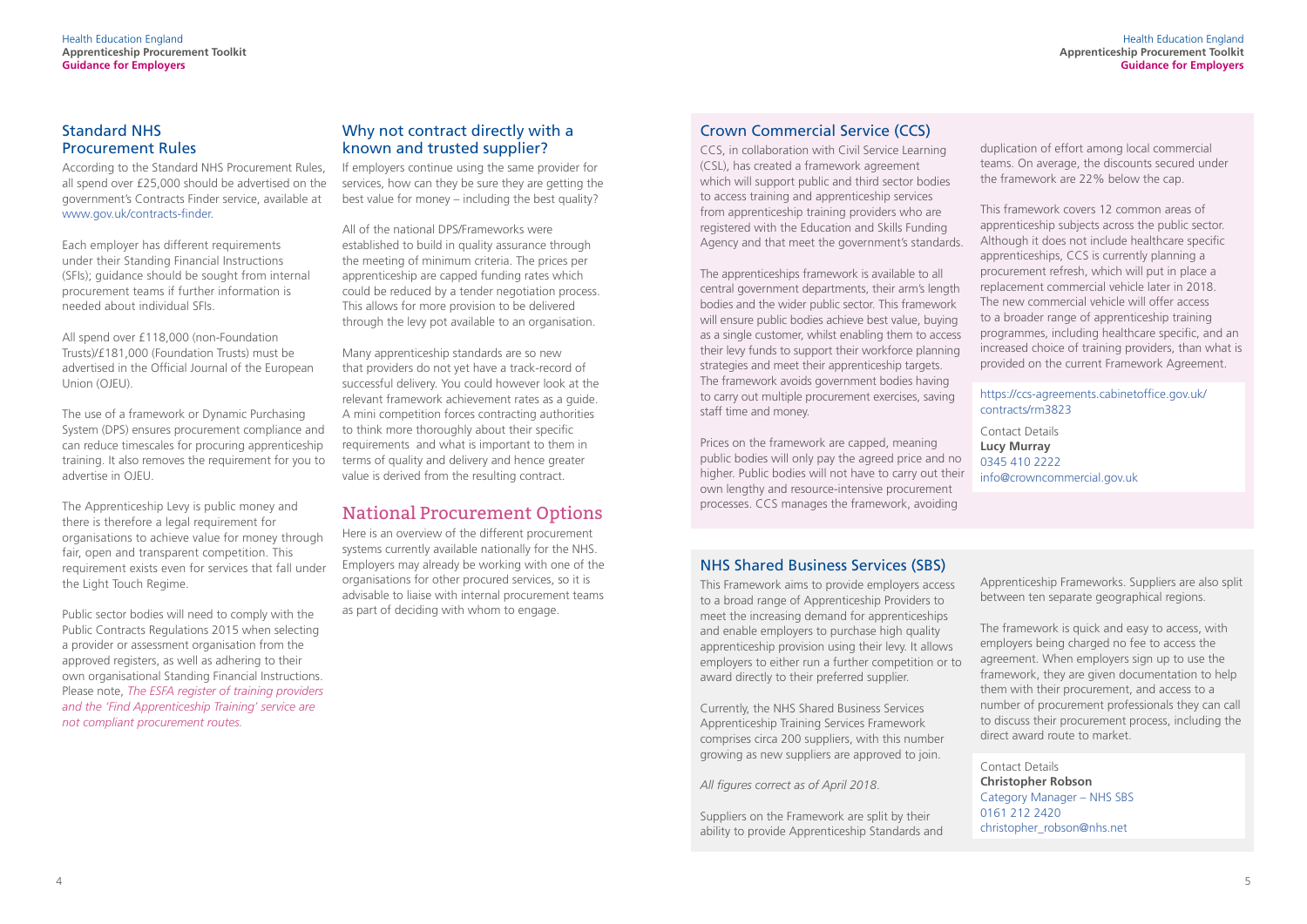## Standard NHS Procurement Rules

According to the Standard NHS Procurement Rules, all spend over £25,000 should be advertised on the government's Contracts Finder service, available at www.gov.uk/contracts-finder.

Each employer has different requirements under their Standing Financial Instructions (SFIs); guidance should be sought from internal procurement teams if further information is needed about individual SFIs.

All spend over £118,000 (non-Foundation Trusts)/£181,000 (Foundation Trusts) must be advertised in the Official Journal of the European Union (OJEU).

The use of a framework or Dynamic Purchasing System (DPS) ensures procurement compliance and can reduce timescales for procuring apprenticeship training. It also removes the requirement for you to advertise in OJEU.

The Apprenticeship Levy is public money and there is therefore a legal requirement for organisations to achieve value for money through fair, open and transparent competition. This requirement exists even for services that fall under the Light Touch Regime.

Public sector bodies will need to comply with the Public Contracts Regulations 2015 when selecting a provider or assessment organisation from the approved registers, as well as adhering to their own organisational Standing Financial Instructions. Please note, *The ESFA register of training providers and the 'Find Apprenticeship Training' service are not compliant procurement routes.*

## Why not contract directly with a known and trusted supplier?

If employers continue using the same provider for services, how can they be sure they are getting the best value for money – including the best quality?

All of the national DPS/Frameworks were established to build in quality assurance through the meeting of minimum criteria. The prices per apprenticeship are capped funding rates which could be reduced by a tender negotiation process. This allows for more provision to be delivered through the levy pot available to an organisation.

Many apprenticeship standards are so new that providers do not yet have a track-record of successful delivery. You could however look at the relevant framework achievement rates as a guide. A mini competition forces contracting authorities to think more thoroughly about their specific requirements and what is important to them in terms of quality and delivery and hence greater value is derived from the resulting contract.

# National Procurement Options

Here is an overview of the different procurement systems currently available nationally for the NHS. Employers may already be working with one of the organisations for other procured services, so it is advisable to liaise with internal procurement teams as part of deciding with whom to engage.

## Crown Commercial Service (CCS)

CCS, in collaboration with Civil Service Learning (CSL), has created a framework agreement which will support public and third sector bodies to access training and apprenticeship services from apprenticeship training providers who are registered with the Education and Skills Funding Agency and that meet the government's standards.

The apprenticeships framework is available to all central government departments, their arm's length bodies and the wider public sector. This framework will ensure public bodies achieve best value, buying as a single customer, whilst enabling them to access their levy funds to support their workforce planning strategies and meet their apprenticeship targets. The framework avoids government bodies having to carry out multiple procurement exercises, saving staff time and money.

Prices on the framework are capped, meaning public bodies will only pay the agreed price and no higher. Public bodies will not have to carry out their own lengthy and resource-intensive procurement processes. CCS manages the framework, avoiding duplication of effort among local commercial teams. On average, the discounts secured under the framework are 22% below the cap.

This framework covers 12 common areas of apprenticeship subjects across the public sector. Although it does not include healthcare specific apprenticeships, CCS is currently planning a procurement refresh, which will put in place a replacement commercial vehicle later in 2018. The new commercial vehicle will offer access to a broader range of apprenticeship training programmes, including healthcare specific, and an increased choice of training providers, than what is provided on the current Framework Agreement.

https://ccs-agreements.cabinetoffice.gov.uk/contracts/rm3823

Contact Details
**Lucy Murray**
0345 410 2222
info@crowncommercial.gov.uk

## NHS Shared Business Services (SBS)

This Framework aims to provide employers access to a broad range of Apprenticeship Providers to meet the increasing demand for apprenticeships and enable employers to purchase high quality apprenticeship provision using their levy. It allows employers to either run a further competition or to award directly to their preferred supplier.

Currently, the NHS Shared Business Services Apprenticeship Training Services Framework comprises circa 200 suppliers, with this number growing as new suppliers are approved to join.

*All figures correct as of April 2018.*

Suppliers on the Framework are split by their ability to provide Apprenticeship Standards and Apprenticeship Frameworks. Suppliers are also split between ten separate geographical regions.

The framework is quick and easy to access, with employers being charged no fee to access the agreement. When employers sign up to use the framework, they are given documentation to help them with their procurement, and access to a number of procurement professionals they can call to discuss their procurement process, including the direct award route to market.

Contact Details
**Christopher Robson**
Category Manager – NHS SBS
0161 212 2420
christopher_robson@nhs.net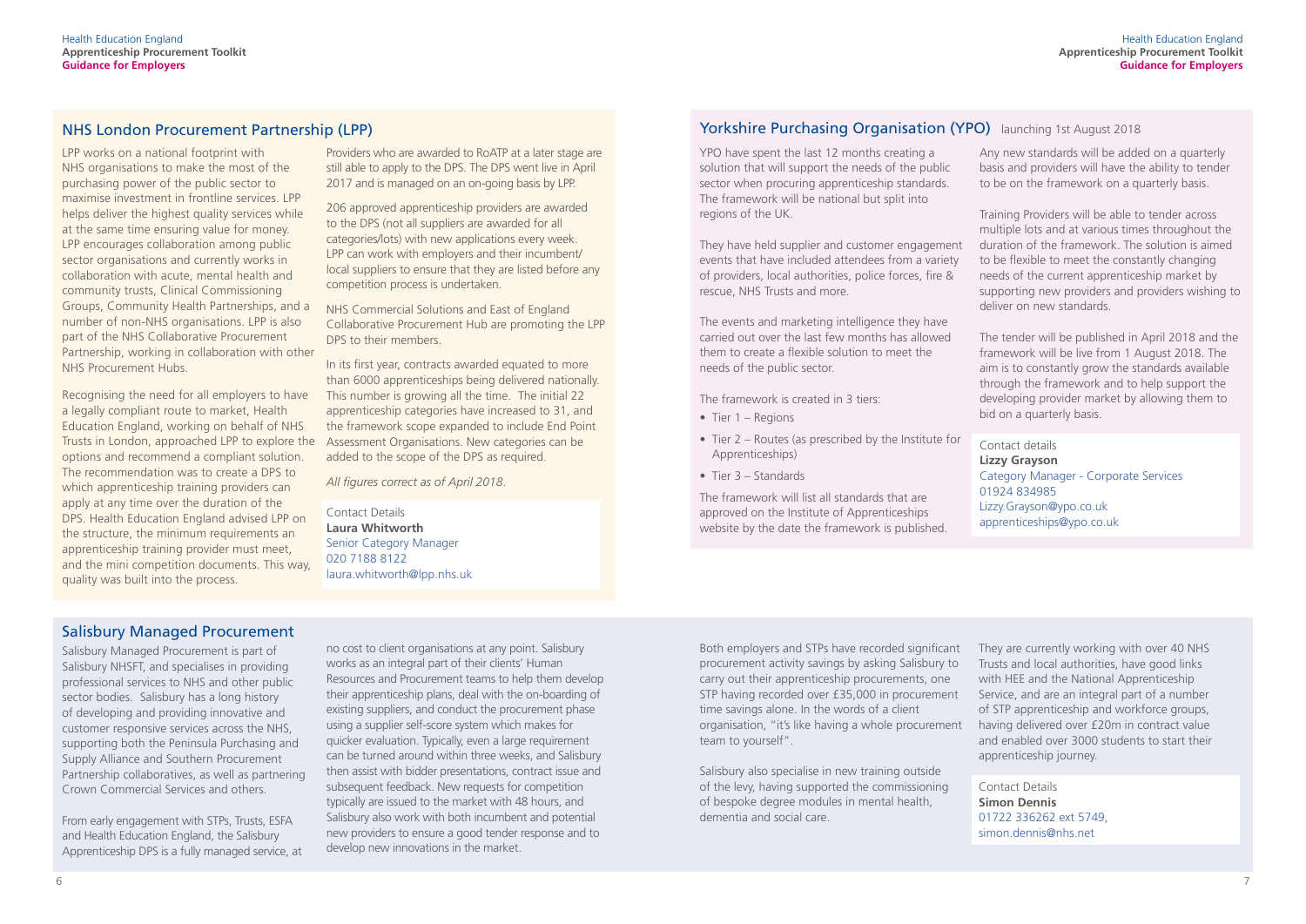## NHS London Procurement Partnership (LPP)

LPP works on a national footprint with NHS organisations to make the most of the purchasing power of the public sector to maximise investment in frontline services. LPP helps deliver the highest quality services while at the same time ensuring value for money. LPP encourages collaboration among public sector organisations and currently works in collaboration with acute, mental health and community trusts, Clinical Commissioning Groups, Community Health Partnerships, and a number of non-NHS organisations. LPP is also part of the NHS Collaborative Procurement Partnership, working in collaboration with other NHS Procurement Hubs.

Recognising the need for all employers to have a legally compliant route to market, Health Education England, working on behalf of NHS Trusts in London, approached LPP to explore the options and recommend a compliant solution. The recommendation was to create a DPS to which apprenticeship training providers can apply at any time over the duration of the DPS. Health Education England advised LPP on the structure, the minimum requirements an apprenticeship training provider must meet, and the mini competition documents. This way, quality was built into the process.

Providers who are awarded to RoATP at a later stage are still able to apply to the DPS. The DPS went live in April 2017 and is managed on an on-going basis by LPP.

206 approved apprenticeship providers are awarded to the DPS (not all suppliers are awarded for all categories/lots) with new applications every week. LPP can work with employers and their incumbent/local suppliers to ensure that they are listed before any competition process is undertaken.

NHS Commercial Solutions and East of England Collaborative Procurement Hub are promoting the LPP DPS to their members.

In its first year, contracts awarded equated to more than 6000 apprenticeships being delivered nationally. This number is growing all the time. The initial 22 apprenticeship categories have increased to 31, and the framework scope expanded to include End Point Assessment Organisations. New categories can be added to the scope of the DPS as required.

*All figures correct as of April 2018.*

Contact Details
**Laura Whitworth**
Senior Category Manager
020 7188 8122
laura.whitworth@lpp.nhs.uk

## Yorkshire Purchasing Organisation (YPO) launching 1st August 2018

YPO have spent the last 12 months creating a solution that will support the needs of the public sector when procuring apprenticeship standards. The framework will be national but split into regions of the UK.

They have held supplier and customer engagement events that have included attendees from a variety of providers, local authorities, police forces, fire & rescue, NHS Trusts and more.

The events and marketing intelligence they have carried out over the last few months has allowed them to create a flexible solution to meet the needs of the public sector.

The framework is created in 3 tiers:

- Tier 1 – Regions
- Tier 2 – Routes (as prescribed by the Institute for Apprenticeships)
- Tier 3 – Standards

The framework will list all standards that are approved on the Institute of Apprenticeships website by the date the framework is published.

Any new standards will be added on a quarterly basis and providers will have the ability to tender to be on the framework on a quarterly basis.

Training Providers will be able to tender across multiple lots and at various times throughout the duration of the framework. The solution is aimed to be flexible to meet the constantly changing needs of the current apprenticeship market by supporting new providers and providers wishing to deliver on new standards.

The tender will be published in April 2018 and the framework will be live from 1 August 2018. The aim is to constantly grow the standards available through the framework and to help support the developing provider market by allowing them to bid on a quarterly basis.

Contact details
**Lizzy Grayson**
Category Manager - Corporate Services
01924 834985
Lizzy.Grayson@ypo.co.uk
apprenticeships@ypo.co.uk

## Salisbury Managed Procurement

Salisbury Managed Procurement is part of Salisbury NHSFT, and specialises in providing professional services to NHS and other public sector bodies. Salisbury has a long history of developing and providing innovative and customer responsive services across the NHS, supporting both the Peninsula Purchasing and Supply Alliance and Southern Procurement Partnership collaboratives, as well as partnering Crown Commercial Services and others.

From early engagement with STPs, Trusts, ESFA and Health Education England, the Salisbury Apprenticeship DPS is a fully managed service, at no cost to client organisations at any point. Salisbury works as an integral part of their clients' Human Resources and Procurement teams to help them develop their apprenticeship plans, deal with the on-boarding of existing suppliers, and conduct the procurement phase using a supplier self-score system which makes for quicker evaluation. Typically, even a large requirement can be turned around within three weeks, and Salisbury then assist with bidder presentations, contract issue and subsequent feedback. New requests for competition typically are issued to the market with 48 hours, and Salisbury also work with both incumbent and potential new providers to ensure a good tender response and to develop new innovations in the market.

Both employers and STPs have recorded significant procurement activity savings by asking Salisbury to carry out their apprenticeship procurements, one STP having recorded over £35,000 in procurement time savings alone. In the words of a client organisation, "it's like having a whole procurement team to yourself".

Salisbury also specialise in new training outside of the levy, having supported the commissioning of bespoke degree modules in mental health, dementia and social care.

They are currently working with over 40 NHS Trusts and local authorities, have good links with HEE and the National Apprenticeship Service, and are an integral part of a number of STP apprenticeship and workforce groups, having delivered over £20m in contract value and enabled over 3000 students to start their apprenticeship journey.

Contact Details
**Simon Dennis**
01722 336262 ext 5749,
simon.dennis@nhs.net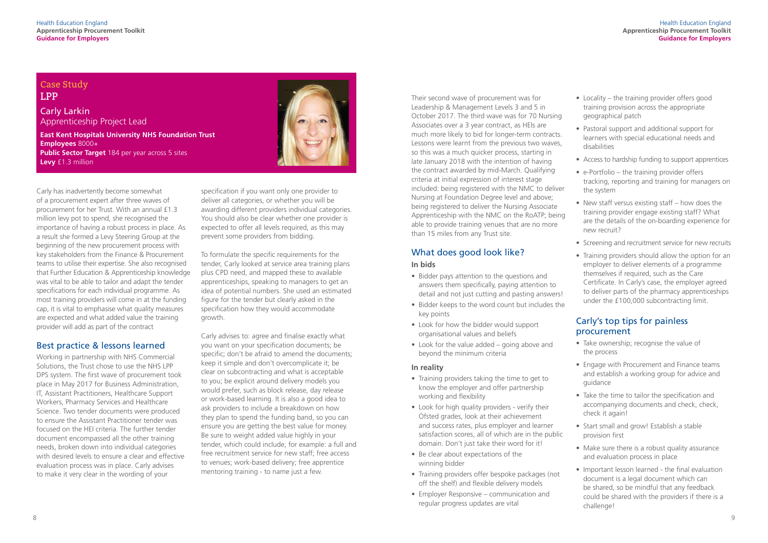## Case Study
## LPP

### Carly Larkin
Apprenticeship Project Lead

**East Kent Hospitals University NHS Foundation Trust**
**Employees** 8000+
**Public Sector Target** 184 per year across 5 sites
**Levy** £1.3 million

Carly has inadvertently become somewhat of a procurement expert after three waves of procurement for her Trust. With an annual £1.3 million levy pot to spend, she recognised the importance of having a robust process in place. As a result she formed a Levy Steering Group at the beginning of the new procurement process with key stakeholders from the Finance & Procurement teams to utilise their expertise. She also recognised that Further Education & Apprenticeship knowledge was vital to be able to tailor and adapt the tender specifications for each individual programme. As most training providers will come in at the funding cap, it is vital to emphasise what quality measures are expected and what added value the training provider will add as part of the contract

## Best practice & lessons learned

Working in partnership with NHS Commercial Solutions, the Trust chose to use the NHS LPP DPS system. The first wave of procurement took place in May 2017 for Business Administration, IT, Assistant Practitioners, Healthcare Support Workers, Pharmacy Services and Healthcare Science. Two tender documents were produced to ensure the Assistant Practitioner tender was focused on the HEI criteria. The further tender document encompassed all the other training needs, broken down into individual categories with desired levels to ensure a clear and effective evaluation process was in place. Carly advises to make it very clear in the wording of your specification if you want only one provider to deliver all categories, or whether you will be awarding different providers individual categories. You should also be clear whether one provider is expected to offer all levels required, as this may prevent some providers from bidding.

To formulate the specific requirements for the tender, Carly looked at service area training plans plus CPD need, and mapped these to available apprenticeships, speaking to managers to get an idea of potential numbers. She used an estimated figure for the tender but clearly asked in the specification how they would accommodate growth.

Carly advises to: agree and finalise exactly what you want on your specification documents; be specific; don't be afraid to amend the documents; keep it simple and don't overcomplicate it; be clear on subcontracting and what is acceptable to you; be explicit around delivery models you would prefer, such as block release, day release or work-based learning. It is also a good idea to ask providers to include a breakdown on how they plan to spend the funding band, so you can ensure you are getting the best value for money. Be sure to weight added value highly in your tender, which could include, for example: a full and free recruitment service for new staff; free access to venues; work-based delivery; free apprentice mentoring training - to name just a few.

Their second wave of procurement was for Leadership & Management Levels 3 and 5 in October 2017. The third wave was for 70 Nursing Associates over a 3 year contract, as HEIs are much more likely to bid for longer-term contracts. Lessons were learnt from the previous two waves, so this was a much quicker process, starting in late January 2018 with the intention of having the contract awarded by mid-March. Qualifying criteria at initial expression of interest stage included: being registered with the NMC to deliver Nursing at Foundation Degree level and above; being registered to deliver the Nursing Associate Apprenticeship with the NMC on the RoATP; being able to provide training venues that are no more than 15 miles from any Trust site.

## What does good look like?

**In bids**

- Bidder pays attention to the questions and answers them specifically, paying attention to detail and not just cutting and pasting answers!
- Bidder keeps to the word count but includes the key points
- Look for how the bidder would support organisational values and beliefs
- Look for the value added – going above and beyond the minimum criteria

**In reality**

- Training providers taking the time to get to know the employer and offer partnership working and flexibility
- Look for high quality providers - verify their Ofsted grades, look at their achievement and success rates, plus employer and learner satisfaction scores, all of which are in the public domain. Don't just take their word for it!
- Be clear about expectations of the winning bidder
- Training providers offer bespoke packages (not off the shelf) and flexible delivery models
- Employer Responsive – communication and regular progress updates are vital
- Locality – the training provider offers good training provision across the appropriate geographical patch
- Pastoral support and additional support for learners with special educational needs and disabilities
- Access to hardship funding to support apprentices
- e-Portfolio – the training provider offers tracking, reporting and training for managers on the system
- New staff versus existing staff – how does the training provider engage existing staff? What are the details of the on-boarding experience for new recruit?
- Screening and recruitment service for new recruits
- Training providers should allow the option for an employer to deliver elements of a programme themselves if required, such as the Care Certificate. In Carly's case, the employer agreed to deliver parts of the pharmacy apprenticeships under the £100,000 subcontracting limit.

## Carly's top tips for painless procurement

- Take ownership; recognise the value of the process
- Engage with Procurement and Finance teams and establish a working group for advice and guidance
- Take the time to tailor the specification and accompanying documents and check, check, check it again!
- Start small and grow! Establish a stable provision first
- Make sure there is a robust quality assurance and evaluation process in place
- Important lesson learned - the final evaluation document is a legal document which can be shared, so be mindful that any feedback could be shared with the providers if there is a challenge!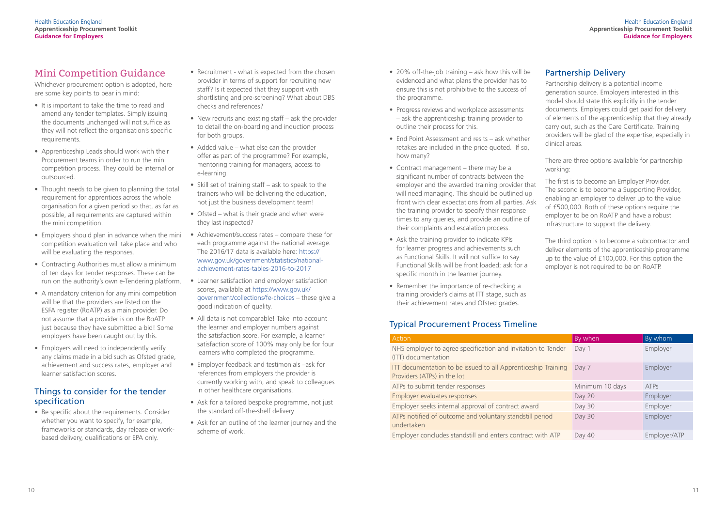## Mini Competition Guidance

Whichever procurement option is adopted, here are some key points to bear in mind:

- It is important to take the time to read and amend any tender templates. Simply issuing the documents unchanged will not suffice as they will not reflect the organisation's specific requirements.
- Apprenticeship Leads should work with their Procurement teams in order to run the mini competition process. They could be internal or outsourced.
- Thought needs to be given to planning the total requirement for apprentices across the whole organisation for a given period so that, as far as possible, all requirements are captured within the mini competition.
- Employers should plan in advance when the mini competition evaluation will take place and who will be evaluating the responses.
- Contracting Authorities must allow a minimum of ten days for tender responses. These can be run on the authority's own e-Tendering platform.
- A mandatory criterion for any mini competition will be that the providers are listed on the ESFA register (RoATP) as a main provider. Do not assume that a provider is on the RoATP just because they have submitted a bid! Some employers have been caught out by this.
- Employers will need to independently verify any claims made in a bid such as Ofsted grade, achievement and success rates, employer and learner satisfaction scores.

### Things to consider for the tender specification

- Be specific about the requirements. Consider whether you want to specify, for example, frameworks or standards, day release or work-based delivery, qualifications or EPA only.
- Recruitment - what is expected from the chosen provider in terms of support for recruiting new staff? Is it expected that they support with shortlisting and pre-screening? What about DBS checks and references?
- New recruits and existing staff – ask the provider to detail the on-boarding and induction process for both groups.
- Added value – what else can the provider offer as part of the programme? For example, mentoring training for managers, access to e-learning.
- Skill set of training staff – ask to speak to the trainers who will be delivering the education, not just the business development team!
- Ofsted – what is their grade and when were they last inspected?
- Achievement/success rates – compare these for each programme against the national average. The 2016/17 data is available here: https://www.gov.uk/government/statistics/national-achievement-rates-tables-2016-to-2017
- Learner satisfaction and employer satisfaction scores, available at https://www.gov.uk/government/collections/fe-choices – these give a good indication of quality.
- All data is not comparable! Take into account the learner and employer numbers against the satisfaction score. For example, a learner satisfaction score of 100% may only be for four learners who completed the programme.
- Employer feedback and testimonials –ask for references from employers the provider is currently working with, and speak to colleagues in other healthcare organisations.
- Ask for a tailored bespoke programme, not just the standard off-the-shelf delivery
- Ask for an outline of the learner journey and the scheme of work.
- 20% off-the-job training – ask how this will be evidenced and what plans the provider has to ensure this is not prohibitive to the success of the programme.
- Progress reviews and workplace assessments – ask the apprenticeship training provider to outline their process for this.
- End Point Assessment and resits – ask whether retakes are included in the price quoted. If so, how many?
- Contract management – there may be a significant number of contracts between the employer and the awarded training provider that will need managing. This should be outlined up front with clear expectations from all parties. Ask the training provider to specify their response times to any queries, and provide an outline of their complaints and escalation process.
- Ask the training provider to indicate KPIs for learner progress and achievements such as Functional Skills. It will not suffice to say Functional Skills will be front loaded; ask for a specific month in the learner journey.
- Remember the importance of re-checking a training provider's claims at ITT stage, such as their achievement rates and Ofsted grades.

## Partnership Delivery

Partnership delivery is a potential income generation source. Employers interested in this model should state this explicitly in the tender documents. Employers could get paid for delivery of elements of the apprenticeship that they already carry out, such as the Care Certificate. Training providers will be glad of the expertise, especially in clinical areas.

There are three options available for partnership working:

The first is to become an Employer Provider. The second is to become a Supporting Provider, enabling an employer to deliver up to the value of £500,000. Both of these options require the employer to be on RoATP and have a robust infrastructure to support the delivery.

The third option is to become a subcontractor and deliver elements of the apprenticeship programme up to the value of £100,000. For this option the employer is not required to be on RoATP.

## Typical Procurement Process Timeline

| Action | By when | By whom |
| --- | --- | --- |
| NHS employer to agree specification and Invitation to Tender (ITT) documentation | Day 1 | Employer |
| ITT documentation to be issued to all Apprenticeship Training Providers (ATPs) in the lot | Day 7 | Employer |
| ATPs to submit tender responses | Minimum 10 days | ATPs |
| Employer evaluates responses | Day 20 | Employer |
| Employer seeks internal approval of contract award | Day 30 | Employer |
| ATPs notified of outcome and voluntary standstill period undertaken | Day 30 | Employer |
| Employer concludes standstill and enters contract with ATP | Day 40 | Employer/ATP |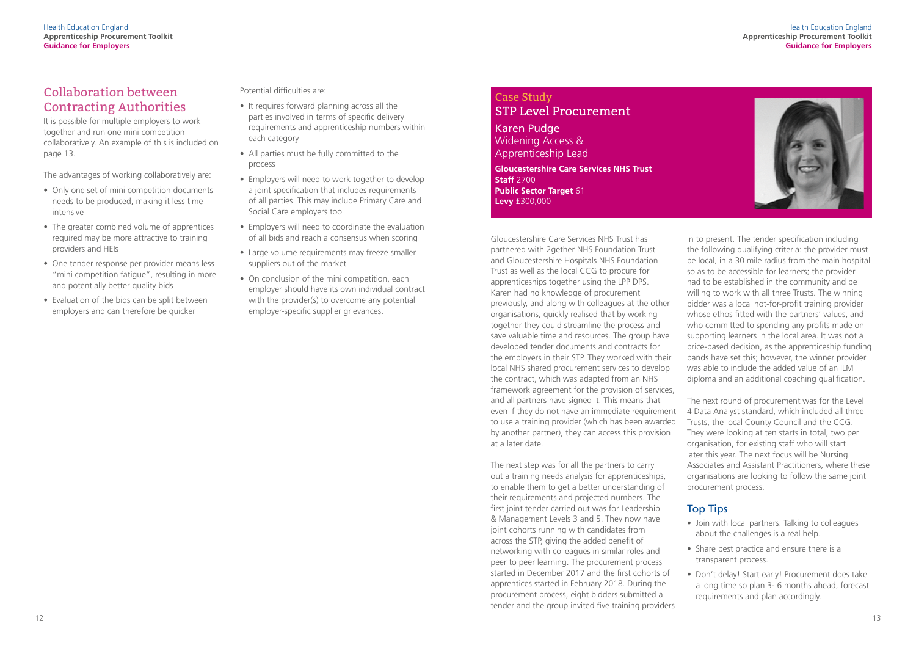## Collaboration between Contracting Authorities

It is possible for multiple employers to work together and run one mini competition collaboratively. An example of this is included on page 13.

The advantages of working collaboratively are:

- Only one set of mini competition documents needs to be produced, making it less time intensive
- The greater combined volume of apprentices required may be more attractive to training providers and HEIs
- One tender response per provider means less "mini competition fatigue", resulting in more and potentially better quality bids
- Evaluation of the bids can be split between employers and can therefore be quicker

Potential difficulties are:

- It requires forward planning across all the parties involved in terms of specific delivery requirements and apprenticeship numbers within each category
- All parties must be fully committed to the process
- Employers will need to work together to develop a joint specification that includes requirements of all parties. This may include Primary Care and Social Care employers too
- Employers will need to coordinate the evaluation of all bids and reach a consensus when scoring
- Large volume requirements may freeze smaller suppliers out of the market
- On conclusion of the mini competition, each employer should have its own individual contract with the provider(s) to overcome any potential employer-specific supplier grievances.

## Case Study
## STP Level Procurement

Karen Pudge
Widening Access & Apprenticeship Lead

**Gloucestershire Care Services NHS Trust**
**Staff** 2700
**Public Sector Target** 61
**Levy** £300,000

Gloucestershire Care Services NHS Trust has partnered with 2gether NHS Foundation Trust and Gloucestershire Hospitals NHS Foundation Trust as well as the local CCG to procure for apprenticeships together using the LPP DPS. Karen had no knowledge of procurement previously, and along with colleagues at the other organisations, quickly realised that by working together they could streamline the process and save valuable time and resources. The group have developed tender documents and contracts for the employers in their STP. They worked with their local NHS shared procurement services to develop the contract, which was adapted from an NHS framework agreement for the provision of services, and all partners have signed it. This means that even if they do not have an immediate requirement to use a training provider (which has been awarded by another partner), they can access this provision at a later date.

The next step was for all the partners to carry out a training needs analysis for apprenticeships, to enable them to get a better understanding of their requirements and projected numbers. The first joint tender carried out was for Leadership & Management Levels 3 and 5. They now have joint cohorts running with candidates from across the STP, giving the added benefit of networking with colleagues in similar roles and peer to peer learning. The procurement process started in December 2017 and the first cohorts of apprentices started in February 2018. During the procurement process, eight bidders submitted a tender and the group invited five training providers in to present. The tender specification including the following qualifying criteria: the provider must be local, in a 30 mile radius from the main hospital so as to be accessible for learners; the provider had to be established in the community and be willing to work with all three Trusts. The winning bidder was a local not-for-profit training provider whose ethos fitted with the partners' values, and who committed to spending any profits made on supporting learners in the local area. It was not a price-based decision, as the apprenticeship funding bands have set this; however, the winner provider was able to include the added value of an ILM diploma and an additional coaching qualification.

The next round of procurement was for the Level 4 Data Analyst standard, which included all three Trusts, the local County Council and the CCG. They were looking at ten starts in total, two per organisation, for existing staff who will start later this year. The next focus will be Nursing Associates and Assistant Practitioners, where these organisations are looking to follow the same joint procurement process.

### Top Tips

- Join with local partners. Talking to colleagues about the challenges is a real help.
- Share best practice and ensure there is a transparent process.
- Don't delay! Start early! Procurement does take a long time so plan 3- 6 months ahead, forecast requirements and plan accordingly.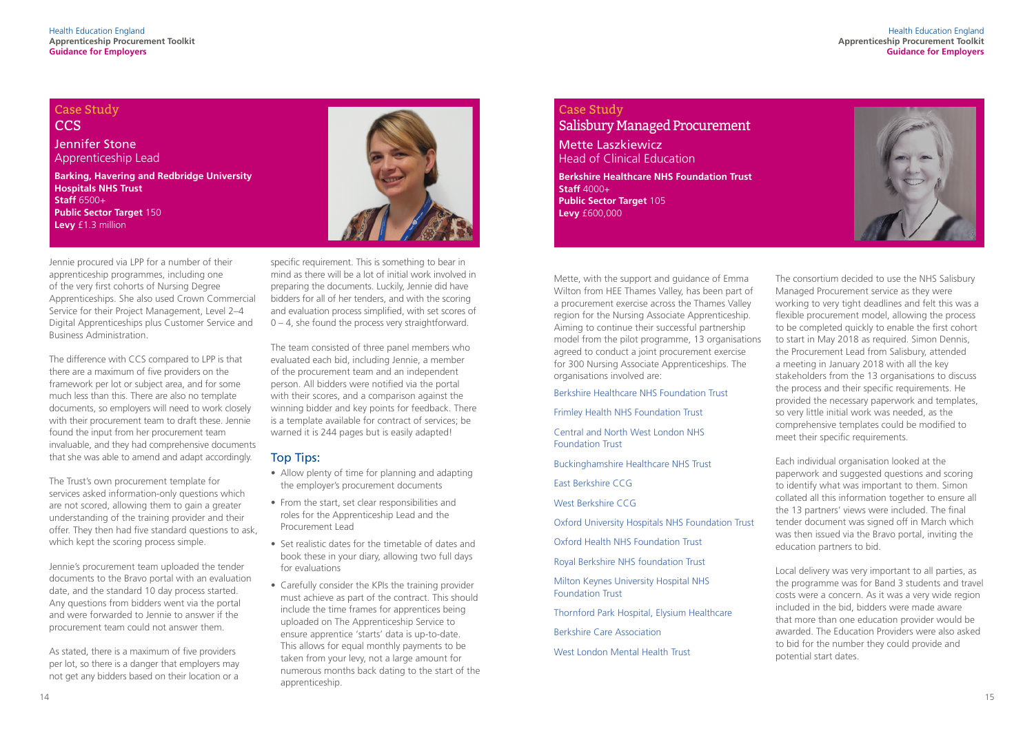## Case Study
## CCS

### Jennifer Stone
Apprenticeship Lead

**Barking, Havering and Redbridge University Hospitals NHS Trust**
**Staff** 6500+
**Public Sector Target** 150
**Levy** £1.3 million

Jennie procured via LPP for a number of their apprenticeship programmes, including one of the very first cohorts of Nursing Degree Apprenticeships. She also used Crown Commercial Service for their Project Management, Level 2–4 Digital Apprenticeships plus Customer Service and Business Administration.

The difference with CCS compared to LPP is that there are a maximum of five providers on the framework per lot or subject area, and for some much less than this. There are also no template documents, so employers will need to work closely with their procurement team to draft these. Jennie found the input from her procurement team invaluable, and they had comprehensive documents that she was able to amend and adapt accordingly.

The Trust's own procurement template for services asked information-only questions which are not scored, allowing them to gain a greater understanding of the training provider and their offer. They then had five standard questions to ask, which kept the scoring process simple.

Jennie's procurement team uploaded the tender documents to the Bravo portal with an evaluation date, and the standard 10 day process started. Any questions from bidders went via the portal and were forwarded to Jennie to answer if the procurement team could not answer them.

As stated, there is a maximum of five providers per lot, so there is a danger that employers may not get any bidders based on their location or a specific requirement. This is something to bear in mind as there will be a lot of initial work involved in preparing the documents. Luckily, Jennie did have bidders for all of her tenders, and with the scoring and evaluation process simplified, with set scores of 0 – 4, she found the process very straightforward.

The team consisted of three panel members who evaluated each bid, including Jennie, a member of the procurement team and an independent person. All bidders were notified via the portal with their scores, and a comparison against the winning bidder and key points for feedback. There is a template available for contract of services; be warned it is 244 pages but is easily adapted!

### Top Tips:

- Allow plenty of time for planning and adapting the employer's procurement documents
- From the start, set clear responsibilities and roles for the Apprenticeship Lead and the Procurement Lead
- Set realistic dates for the timetable of dates and book these in your diary, allowing two full days for evaluations
- Carefully consider the KPIs the training provider must achieve as part of the contract. This should include the time frames for apprentices being uploaded on The Apprenticeship Service to ensure apprentice 'starts' data is up-to-date. This allows for equal monthly payments to be taken from your levy, not a large amount for numerous months back dating to the start of the apprenticeship.

## Case Study
## Salisbury Managed Procurement

### Mette Laszkiewicz
Head of Clinical Education

**Berkshire Healthcare NHS Foundation Trust**
**Staff** 4000+
**Public Sector Target** 105
**Levy** £600,000

Mette, with the support and guidance of Emma Wilton from HEE Thames Valley, has been part of a procurement exercise across the Thames Valley region for the Nursing Associate Apprenticeship. Aiming to continue their successful partnership model from the pilot programme, 13 organisations agreed to conduct a joint procurement exercise for 300 Nursing Associate Apprenticeships. The organisations involved are:

- Berkshire Healthcare NHS Foundation Trust
- Frimley Health NHS Foundation Trust
- Central and North West London NHS Foundation Trust
- Buckinghamshire Healthcare NHS Trust
- East Berkshire CCG
- West Berkshire CCG
- Oxford University Hospitals NHS Foundation Trust
- Oxford Health NHS Foundation Trust
- Royal Berkshire NHS foundation Trust
- Milton Keynes University Hospital NHS Foundation Trust
- Thornford Park Hospital, Elysium Healthcare
- Berkshire Care Association
- West London Mental Health Trust

The consortium decided to use the NHS Salisbury Managed Procurement service as they were working to very tight deadlines and felt this was a flexible procurement model, allowing the process to be completed quickly to enable the first cohort to start in May 2018 as required. Simon Dennis, the Procurement Lead from Salisbury, attended a meeting in January 2018 with all the key stakeholders from the 13 organisations to discuss the process and their specific requirements. He provided the necessary paperwork and templates, so very little initial work was needed, as the comprehensive templates could be modified to meet their specific requirements.

Each individual organisation looked at the paperwork and suggested questions and scoring to identify what was important to them. Simon collated all this information together to ensure all the 13 partners' views were included. The final tender document was signed off in March which was then issued via the Bravo portal, inviting the education partners to bid.

Local delivery was very important to all parties, as the programme was for Band 3 students and travel costs were a concern. As it was a very wide region included in the bid, bidders were made aware that more than one education provider would be awarded. The Education Providers were also asked to bid for the number they could provide and potential start dates.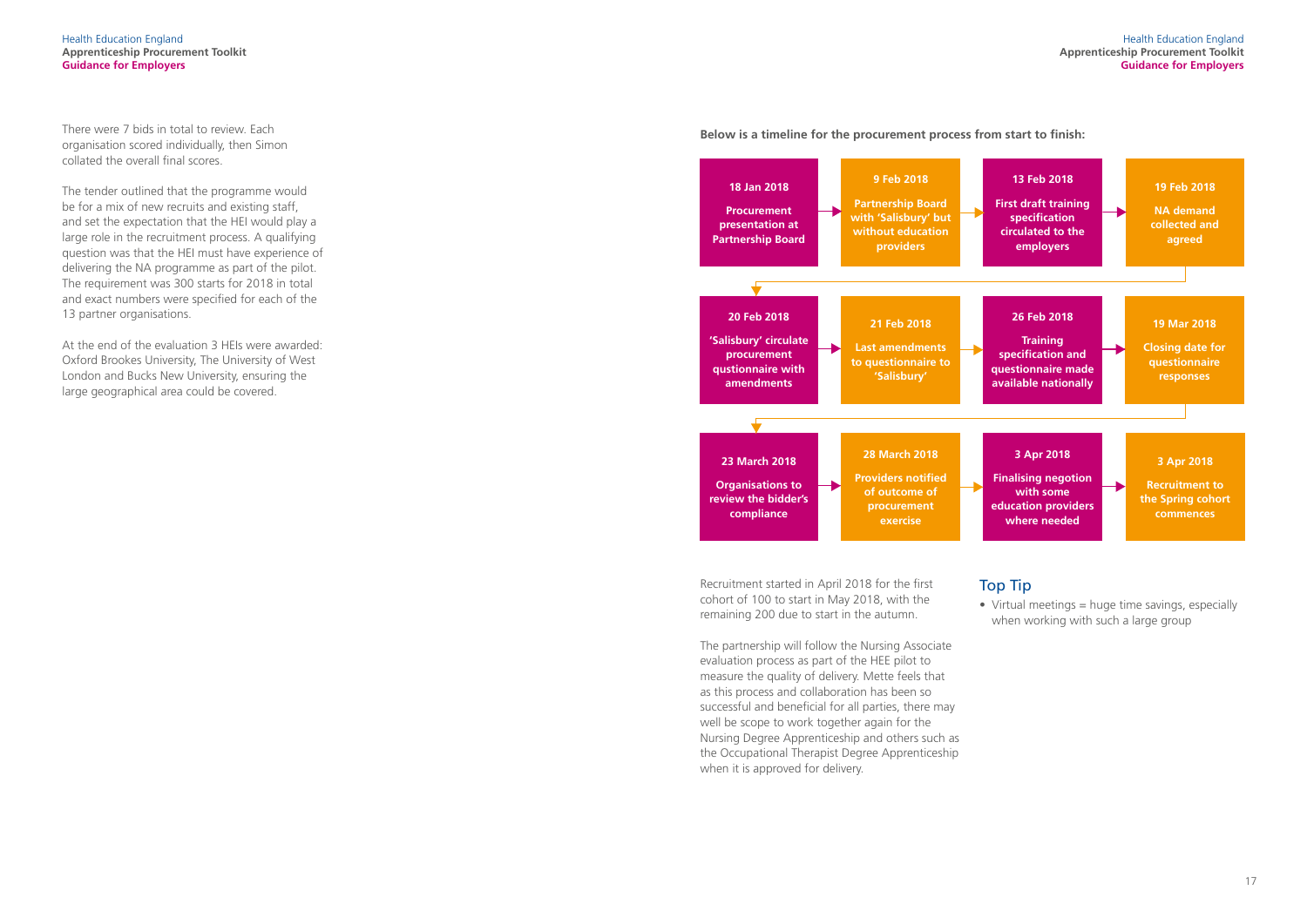There were 7 bids in total to review. Each organisation scored individually, then Simon collated the overall final scores.

The tender outlined that the programme would be for a mix of new recruits and existing staff, and set the expectation that the HEI would play a large role in the recruitment process. A qualifying question was that the HEI must have experience of delivering the NA programme as part of the pilot. The requirement was 300 starts for 2018 in total and exact numbers were specified for each of the 13 partner organisations.

At the end of the evaluation 3 HEIs were awarded: Oxford Brookes University, The University of West London and Bucks New University, ensuring the large geographical area could be covered.

**Below is a timeline for the procurement process from start to finish:**

- **18 Jan 2018** – Procurement presentation at Partnership Board
- **9 Feb 2018** – Partnership Board with 'Salisbury' but without education providers
- **13 Feb 2018** – First draft training specification circulated to the employers
- **19 Feb 2018** – NA demand collected and agreed
- **20 Feb 2018** – 'Salisbury' circulate procurement qustionnaire with amendments
- **21 Feb 2018** – Last amendments to questionnaire to 'Salisbury'
- **26 Feb 2018** – Training specification and questionnaire made available nationally
- **19 Mar 2018** – Closing date for questionnaire responses
- **23 March 2018** – Organisations to review the bidder's compliance
- **28 March 2018** – Providers notified of outcome of procurement exercise
- **3 Apr 2018** – Finalising negotion with some education providers where needed
- **3 Apr 2018** – Recruitment to the Spring cohort commences

Recruitment started in April 2018 for the first cohort of 100 to start in May 2018, with the remaining 200 due to start in the autumn.

The partnership will follow the Nursing Associate evaluation process as part of the HEE pilot to measure the quality of delivery. Mette feels that as this process and collaboration has been so successful and beneficial for all parties, there may well be scope to work together again for the Nursing Degree Apprenticeship and others such as the Occupational Therapist Degree Apprenticeship when it is approved for delivery.

## Top Tip

- Virtual meetings = huge time savings, especially when working with such a large group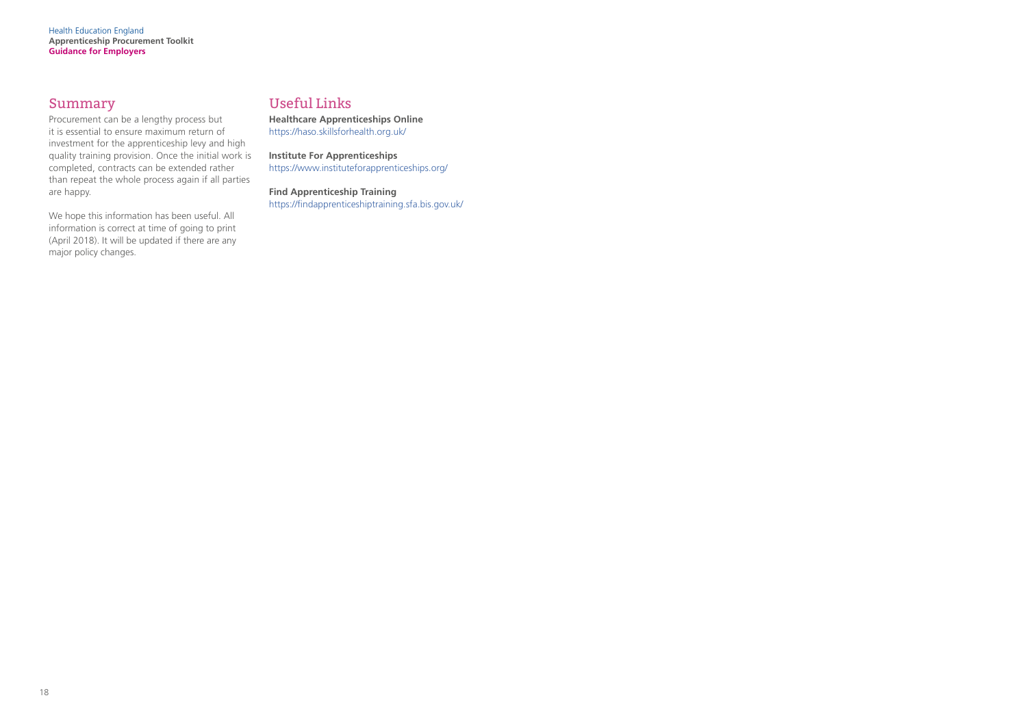## Summary

Procurement can be a lengthy process but it is essential to ensure maximum return of investment for the apprenticeship levy and high quality training provision. Once the initial work is completed, contracts can be extended rather than repeat the whole process again if all parties are happy.

We hope this information has been useful. All information is correct at time of going to print (April 2018). It will be updated if there are any major policy changes.

## Useful Links

**Healthcare Apprenticeships Online**
https://haso.skillsforhealth.org.uk/

**Institute For Apprenticeships**
https://www.instituteforapprenticeships.org/

**Find Apprenticeship Training**
https://findapprenticeshiptraining.sfa.bis.gov.uk/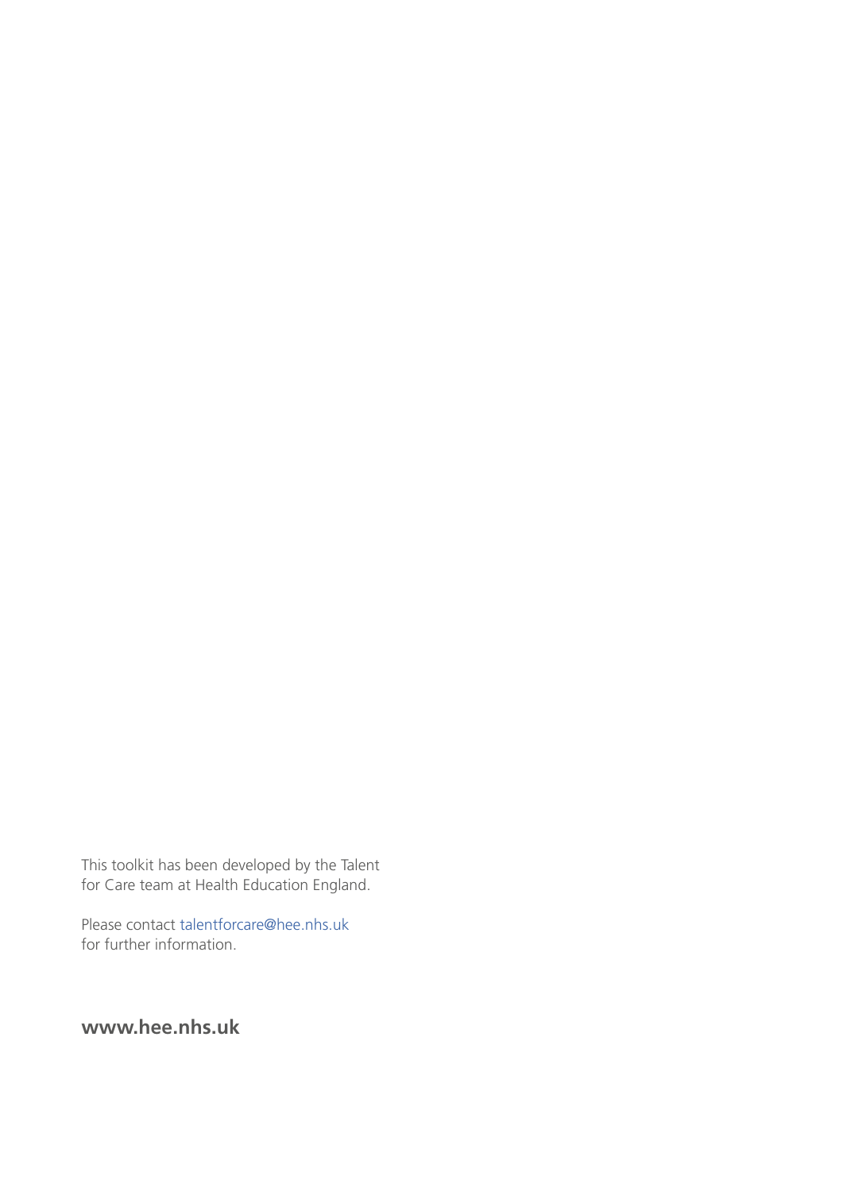This toolkit has been developed by the Talent for Care team at Health Education England.

Please contact talentforcare@hee.nhs.uk for further information.

**www.hee.nhs.uk**